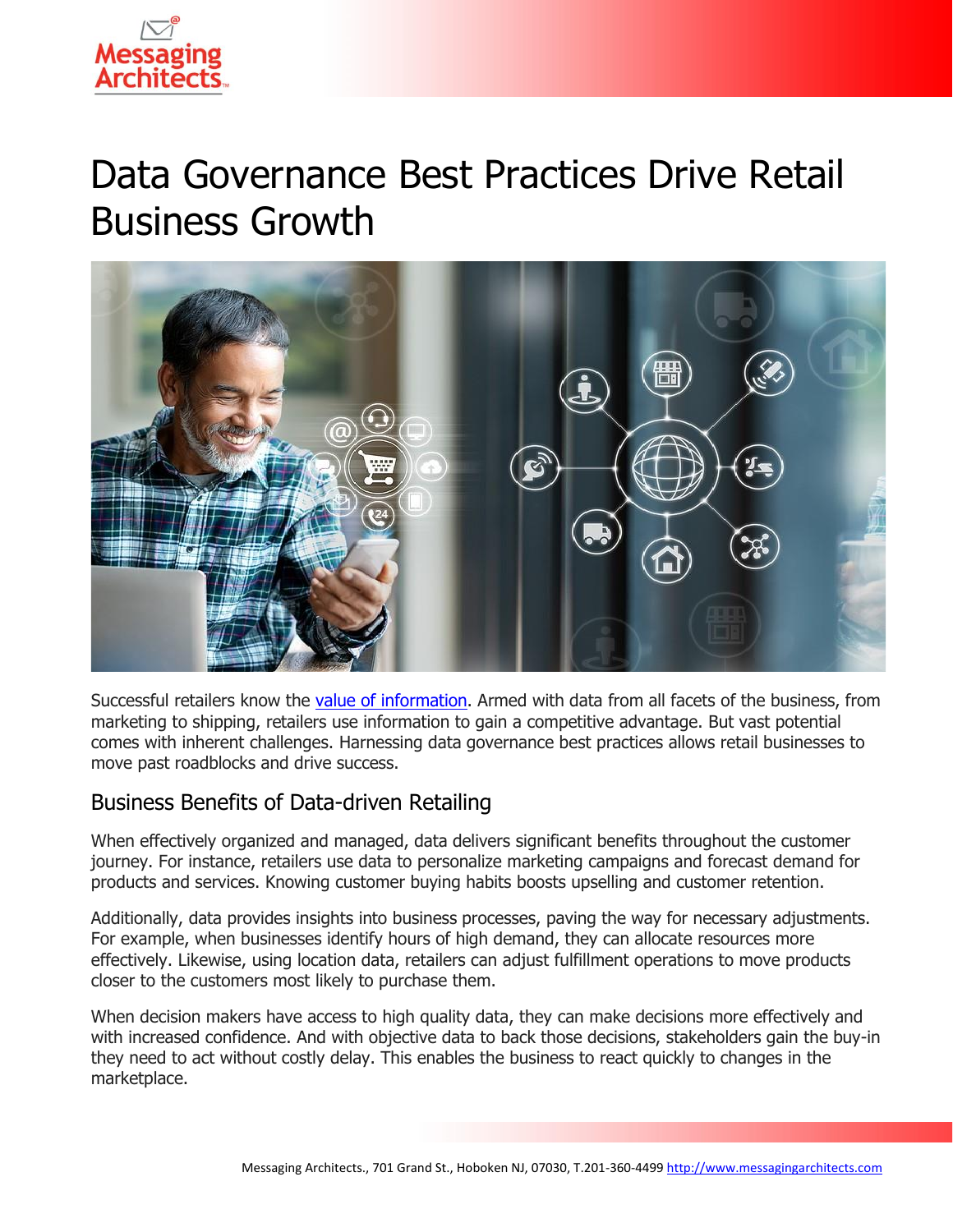# Data Governance Best Practices Drive Retail Business Growth

Successful retailers know the [value of information](). Armed with data from all facets of the business, from marketing to shipping, retailers use information to gain a competitive advantage. But vast potential comes with inherent challenges. Harnessing data governance best practices allows retail businesses to move past roadblocks and drive success.

## Business Benefits of Data-driven Retailing

When effectively organized and managed, data delivers significant benefits throughout the customer journey. For instance, retailers use data to personalize marketing campaigns and forecast demand for products and services. Knowing customer buying habits boosts upselling and customer retention.

Additionally, data provides insights into business processes, paving the way for necessary adjustments. For example, when businesses identify hours of high demand, they can allocate resources more effectively. Likewise, using location data, retailers can adjust fulfillment operations to move products closer to the customers most likely to purchase them.

When decision makers have access to high quality data, they can make decisions more effectively and with increased confidence. And with objective data to back those decisions, stakeholders gain the buy-in they need to act without costly delay. This enables the business to react quickly to changes in the marketplace.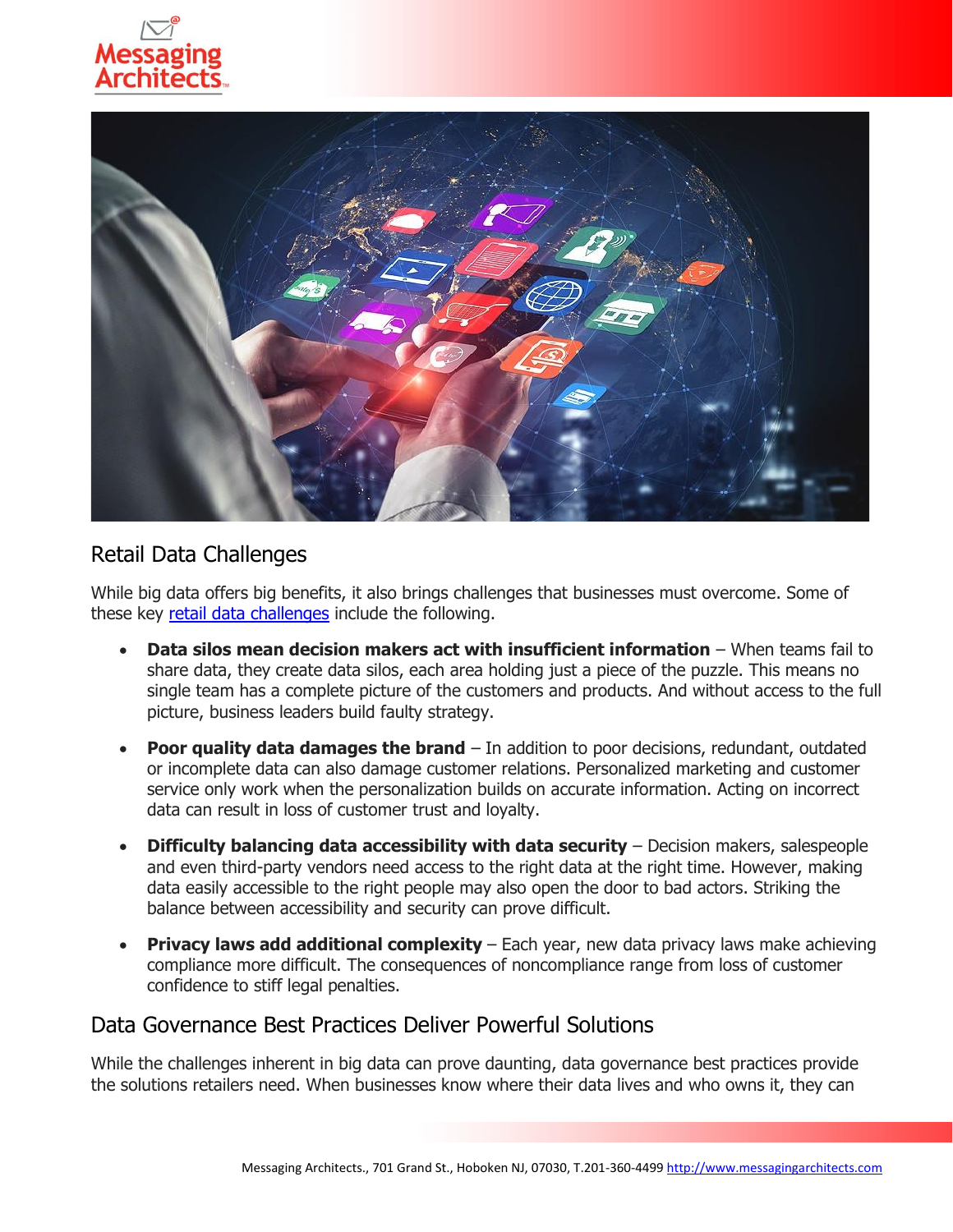## Retail Data Challenges

While big data offers big benefits, it also brings challenges that businesses must overcome. Some of these key [retail data challenges](retail data challenges) include the following.

- **Data silos mean decision makers act with insufficient information** – When teams fail to share data, they create data silos, each area holding just a piece of the puzzle. This means no single team has a complete picture of the customers and products. And without access to the full picture, business leaders build faulty strategy.
- **Poor quality data damages the brand** – In addition to poor decisions, redundant, outdated or incomplete data can also damage customer relations. Personalized marketing and customer service only work when the personalization builds on accurate information. Acting on incorrect data can result in loss of customer trust and loyalty.
- **Difficulty balancing data accessibility with data security** – Decision makers, salespeople and even third-party vendors need access to the right data at the right time. However, making data easily accessible to the right people may also open the door to bad actors. Striking the balance between accessibility and security can prove difficult.
- **Privacy laws add additional complexity** – Each year, new data privacy laws make achieving compliance more difficult. The consequences of noncompliance range from loss of customer confidence to stiff legal penalties.

## Data Governance Best Practices Deliver Powerful Solutions

While the challenges inherent in big can prove daunting, data governance best practices provide the solutions retailers need. When businesses know where their data lives and who owns it, they can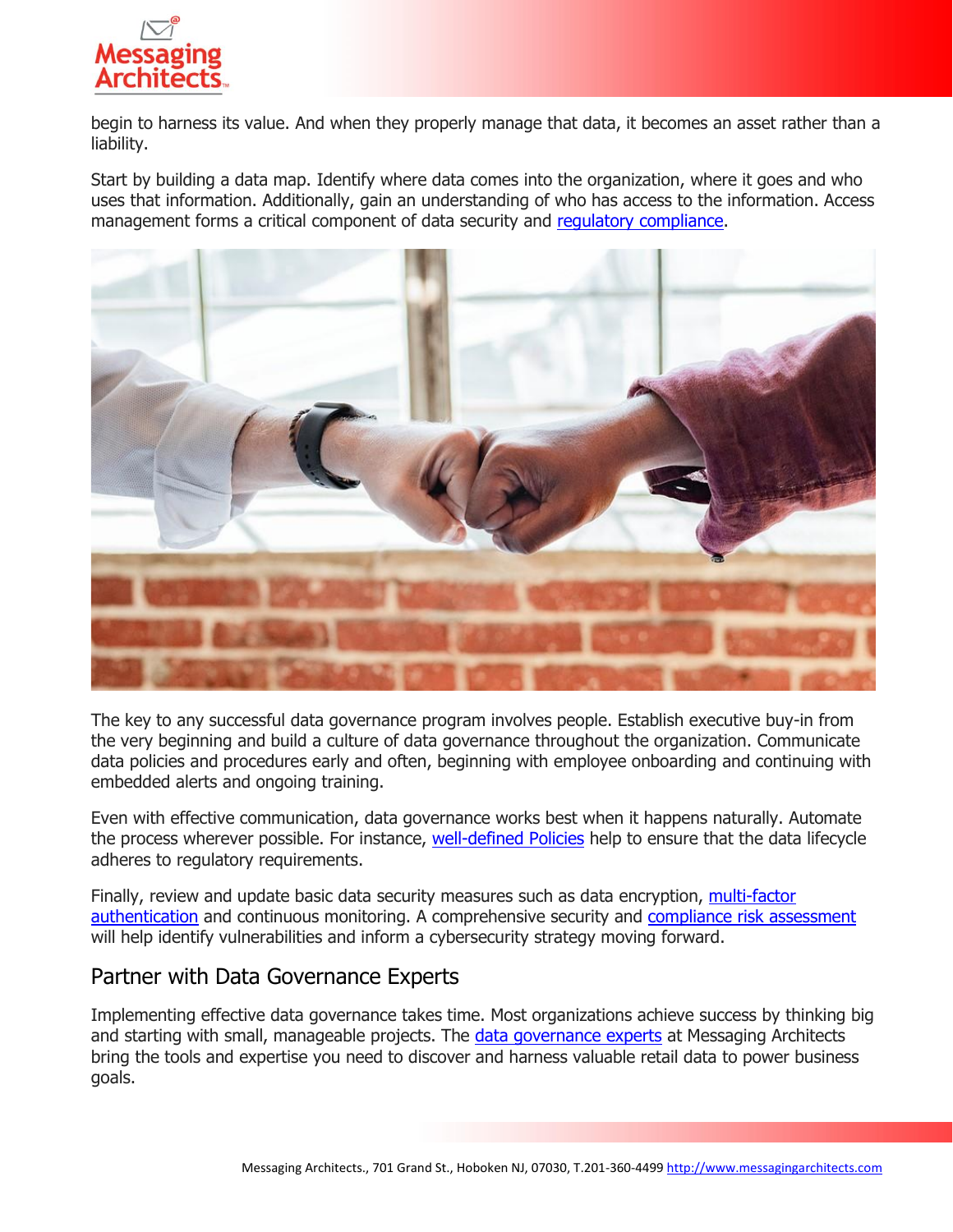begin to harness its value. And when they properly manage that data, it becomes an asset rather than a liability.

Start by building a data map. Identify where data comes into the organization, where it goes and who uses that information. Additionally, gain an understanding of who has access to the information. Access management forms a critical component of data security and regulatory compliance.

The key to any successful data governance program involves people. Establish executive buy-in from the very beginning and build a culture of data governance throughout the organization. Communicate data policies and procedures early and often, beginning with employee onboarding and continuing with embedded alerts and ongoing training.

Even with effective communication, data governance works best when it happens naturally. Automate the process wherever possible. For instance, well-defined Policies help to ensure that the data lifecycle adheres to regulatory requirements.

Finally, review and update basic data security measures such as data encryption, multi-factor authentication and continuous monitoring. A comprehensive security and compliance risk assessment will help identify vulnerabilities and inform a cybersecurity strategy moving forward.

## Partner with Data Governance Experts

Implementing effective data governance takes time. Most organizations achieve success by thinking big and starting with small, manageable projects. The data governance experts at Messaging Architects bring the tools and expertise you need to discover and harness valuable retail data to power business goals.